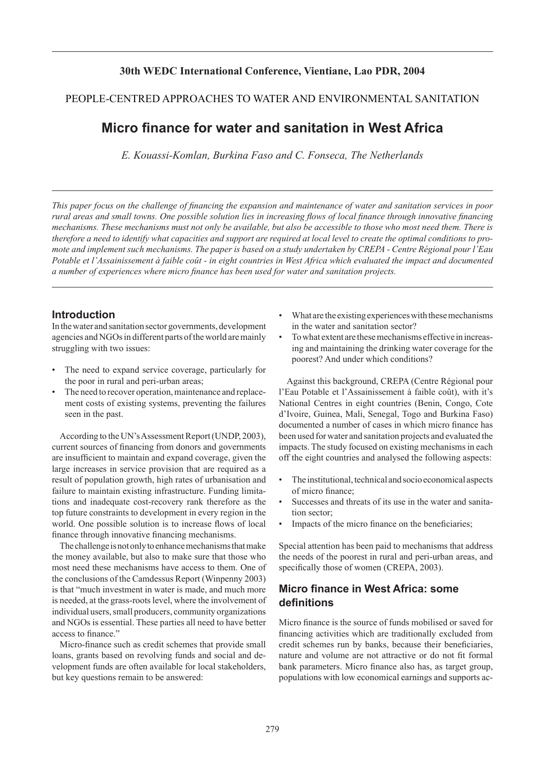**30th WEDC International Conference, Vientiane, Lao PDR, 2004**

PEOPLE-CENTRED APPROACHES TO WATER AND ENVIRONMENTAL SANITATION

# Micro finance for water and sanitation in West Africa

*E. Kouassi-Komlan, Burkina Faso and C. Fonseca, The Netherlands*

*This paper focus on the challenge of financing the expansion and maintenance of water and sanitation services in poor rural areas and small towns. One possible solution lies in increasing flows of local finance through innovative financing mechanisms. These mechanisms must not only be available, but also be accessible to those who most need them. There is therefore a need to identify what capacities and support are required at local level to create the optimal conditions to promote and implement such mechanisms. The paper is based on a study undertaken by CREPA - Centre Régional pour l'Eau Potable et l'Assainissement à faible coût - in eight countries in West Africa which evaluated the impact and documented a number of experiences where micro finance has been used for water and sanitation projects.*

## Introduction

In the water and sanitation sector governments, development agencies and NGOs in different parts of the world are mainly struggling with two issues:

- The need to expand service coverage, particularly for the poor in rural and peri-urban areas;
- The need to recover operation, maintenance and replacement costs of existing systems, preventing the failures seen in the past.

According to the UN's Assessment Report (UNDP, 2003), current sources of financing from donors and governments are insufficient to maintain and expand coverage, given the large increases in service provision that are required as a result of population growth, high rates of urbanisation and failure to maintain existing infrastructure. Funding limitations and inadequate cost-recovery rank therefore as the top future constraints to development in every region in the world. One possible solution is to increase flows of local finance through innovative financing mechanisms.

The challenge is not only to enhance mechanisms that make the money available, but also to make sure that those who most need these mechanisms have access to them. One of the conclusions of the Camdessus Report (Winpenny 2003) is that "much investment in water is made, and much more is needed, at the grass-roots level, where the involvement of individual users, small producers, community organizations and NGOs is essential. These parties all need to have better access to finance."

Micro-finance such as credit schemes that provide small loans, grants based on revolving funds and social and development funds are often available for local stakeholders, but key questions remain to be answered:

- What are the existing experiences with these mechanisms in the water and sanitation sector?
- To what extent are these mechanisms effective in increasing and maintaining the drinking water coverage for the poorest? And under which conditions?

Against this background, CREPA (Centre Régional pour l'Eau Potable et l'Assainissement à faible coût), with it's National Centres in eight countries (Benin, Congo, Cote d'Ivoire, Guinea, Mali, Senegal, Togo and Burkina Faso) documented a number of cases in which micro finance has been used for water and sanitation projects and evaluated the impacts. The study focused on existing mechanisms in each off the eight countries and analysed the following aspects:

- The institutional, technical and socio economical aspects of micro finance;
- Successes and threats of its use in the water and sanitation sector;
- Impacts of the micro finance on the beneficiaries;

Special attention has been paid to mechanisms that address the needs of the poorest in rural and peri-urban areas, and specifically those of women (CREPA, 2003).

## Micro finance in West Africa: some definitions

Micro finance is the source of funds mobilised or saved for financing activities which are traditionally excluded from credit schemes run by banks, because their beneficiaries, nature and volume are not attractive or do not fit formal bank parameters. Micro finance also has, as target group, populations with low economical earnings and supports ac-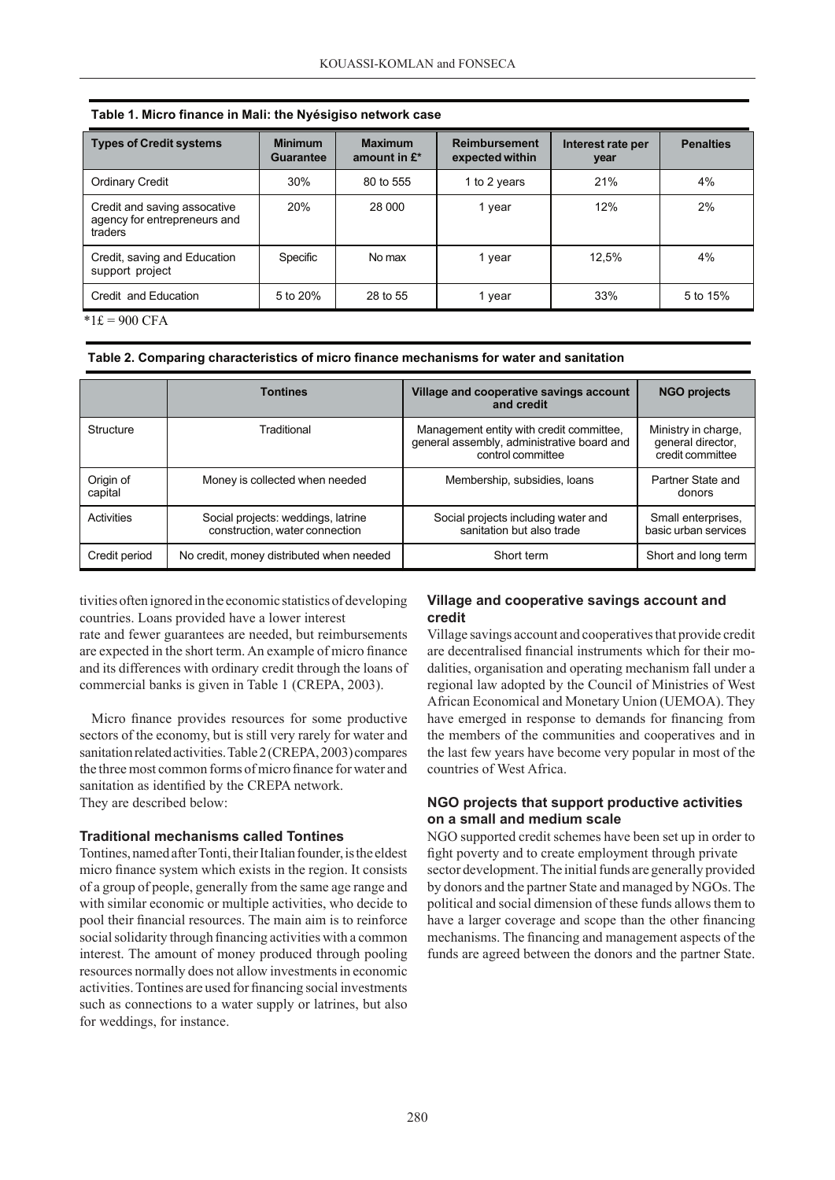**Table 1. Micro finance in Mali: the Nyésigiso network case**

| Types of Credit systems | Minimum Guarantee | Maximum amount in £* | Reimbursement expected within | Interest rate per year | Penalties |
|---|---|---|---|---|---|
| Ordinary Credit | 30% | 80 to 555 | 1 to 2 years | 21% | 4% |
| Credit and saving assocative agency for entrepreneurs and traders | 20% | 28 000 | 1 year | 12% | 2% |
| Credit, saving and Education support project | Specific | No max | 1 year | 12,5% | 4% |
| Credit and Education | 5 to 20% | 28 to 55 | 1 year | 33% | 5 to 15% |

*1£ = 900 CFA

**Table 2. Comparing characteristics of micro finance mechanisms for water and sanitation**

| | Tontines | Village and cooperative savings account and credit | NGO projects |
|---|---|---|---|
| Structure | Traditional | Management entity with credit committee, general assembly, administrative board and control committee | Ministry in charge, general director, credit committee |
| Origin of capital | Money is collected when needed | Membership, subsidies, loans | Partner State and donors |
| Activities | Social projects: weddings, latrine construction, water connection | Social projects including water and sanitation but also trade | Small enterprises, basic urban services |
| Credit period | No credit, money distributed when needed | Short term | Short and long term |

tivities often ignored in the economic statistics of developing countries. Loans provided have a lower interest rate and fewer guarantees are needed, but reimbursements are expected in the short term. An example of micro finance and its differences with ordinary credit through the loans of commercial banks is given in Table 1 (CREPA, 2003).

Micro finance provides resources for some productive sectors of the economy, but is still very rarely for water and sanitation related activities. Table 2 (CREPA, 2003) compares the three most common forms of micro finance for water and sanitation as identified by the CREPA network. They are described below:

### Traditional mechanisms called Tontines

Tontines, named after Tonti, their Italian founder, is the eldest micro finance system which exists in the region. It consists of a group of people, generally from the same age range and with similar economic or multiple activities, who decide to pool their financial resources. The main aim is to reinforce social solidarity through financing activities with a common interest. The amount of money produced through pooling resources normally does not allow investments in economic activities. Tontines are used for financing social investments such as connections to a water supply or latrines, but also for weddings, for instance.

### Village and cooperative savings account and credit

Village savings account and cooperatives that provide credit are decentralised financial instruments which for their modalities, organisation and operating mechanism fall under a regional law adopted by the Council of Ministries of West African Economical and Monetary Union (UEMOA). They have emerged in response to demands for financing from the members of the communities and cooperatives and in the last few years have become very popular in most of the countries of West Africa.

### NGO projects that support productive activities on a small and medium scale

NGO supported credit schemes have been set up in order to fight poverty and to create employment through private sector development. The initial funds are generally provided by donors and the partner State and managed by NGOs. The political and social dimension of these funds allows them to have a larger coverage and scope than the other financing mechanisms. The financing and management aspects of the funds are agreed between the donors and the partner State.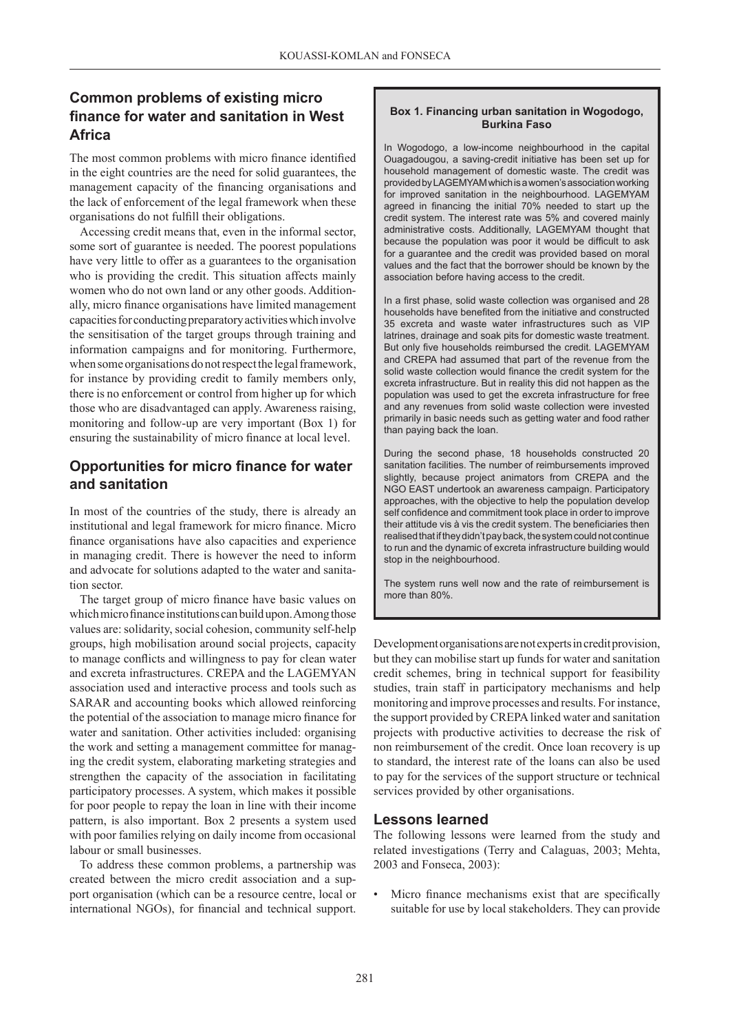## Common problems of existing micro finance for water and sanitation in West Africa

The most common problems with micro finance identified in the eight countries are the need for solid guarantees, the management capacity of the financing organisations and the lack of enforcement of the legal framework when these organisations do not fulfill their obligations.

Accessing credit means that, even in the informal sector, some sort of guarantee is needed. The poorest populations have very little to offer as a guarantees to the organisation who is providing the credit. This situation affects mainly women who do not own land or any other goods. Additionally, micro finance organisations have limited management capacities for conducting preparatory activities which involve the sensitisation of the target groups through training and information campaigns and for monitoring. Furthermore, when some organisations do not respect the legal framework, for instance by providing credit to family members only, there is no enforcement or control from higher up for which those who are disadvantaged can apply. Awareness raising, monitoring and follow-up are very important (Box 1) for ensuring the sustainability of micro finance at local level.

## Opportunities for micro finance for water and sanitation

In most of the countries of the study, there is already an institutional and legal framework for micro finance. Micro finance organisations have also capacities and experience in managing credit. There is however the need to inform and advocate for solutions adapted to the water and sanitation sector.

The target group of micro finance have basic values on which micro finance institutions can build upon. Among those values are: solidarity, social cohesion, community self-help groups, high mobilisation around social projects, capacity to manage conflicts and willingness to pay for clean water and excreta infrastructures. CREPA and the LAGEMYAN association used and interactive process and tools such as SARAR and accounting books which allowed reinforcing the potential of the association to manage micro finance for water and sanitation. Other activities included: organising the work and setting a management committee for managing the credit system, elaborating marketing strategies and strengthen the capacity of the association in facilitating participatory processes. A system, which makes it possible for poor people to repay the loan in line with their income pattern, is also important. Box 2 presents a system used with poor families relying on daily income from occasional labour or small businesses.

To address these common problems, a partnership was created between the micro credit association and a support organisation (which can be a resource centre, local or international NGOs), for financial and technical support.

> **Box 1. Financing urban sanitation in Wogodogo, Burkina Faso**
>
> In Wogodogo, a low-income neighbourhood in the capital Ouagadougou, a saving-credit initiative has been set up for household management of domestic waste. The credit was provided by LAGEMYAM which is a women's association working for improved sanitation in the neighbourhood. LAGEMYAM agreed in financing the initial 70% needed to start up the credit system. The interest rate was 5% and covered mainly administrative costs. Additionally, LAGEMYAM thought that because the population was poor it would be difficult to ask for a guarantee and the credit was provided based on moral values and the fact that the borrower should be known by the association before having access to the credit.
>
> In a first phase, solid waste collection was organised and 28 households have benefited from the initiative and constructed 35 excreta and waste water infrastructures such as VIP latrines, drainage and soak pits for domestic waste treatment. But only five households reimbursed the credit. LAGEMYAM and CREPA had assumed that part of the revenue from the solid waste collection would finance the credit system for the excreta infrastructure. But in reality this did not happen as the population was used to get the excreta infrastructure for free and any revenues from solid waste collection were invested primarily in basic needs such as getting water and food rather than paying back the loan.
>
> During the second phase, 18 households constructed 20 sanitation facilities. The number of reimbursements improved slightly, because project animators from CREPA and the NGO EAST undertook an awareness campaign. Participatory approaches, with the objective to help the population develop self confidence and commitment took place in order to improve their attitude vis à vis the credit system. The beneficiaries then realised that if they didn't pay back, the system could not continue to run and the dynamic of excreta infrastructure building would stop in the neighbourhood.
>
> The system runs well now and the rate of reimbursement is more than 80%.

Development organisations are not experts in credit provision, but they can mobilise start up funds for water and sanitation credit schemes, bring in technical support for feasibility studies, train staff in participatory mechanisms and help monitoring and improve processes and results. For instance, the support provided by CREPA linked water and sanitation projects with productive activities to decrease the risk of non reimbursement of the credit. Once loan recovery is up to standard, the interest rate of the loans can also be used to pay for the services of the support structure or technical services provided by other organisations.

## Lessons learned

The following lessons were learned from the study and related investigations (Terry and Calaguas, 2003; Mehta, 2003 and Fonseca, 2003):

- Micro finance mechanisms exist that are specifically suitable for use by local stakeholders. They can provide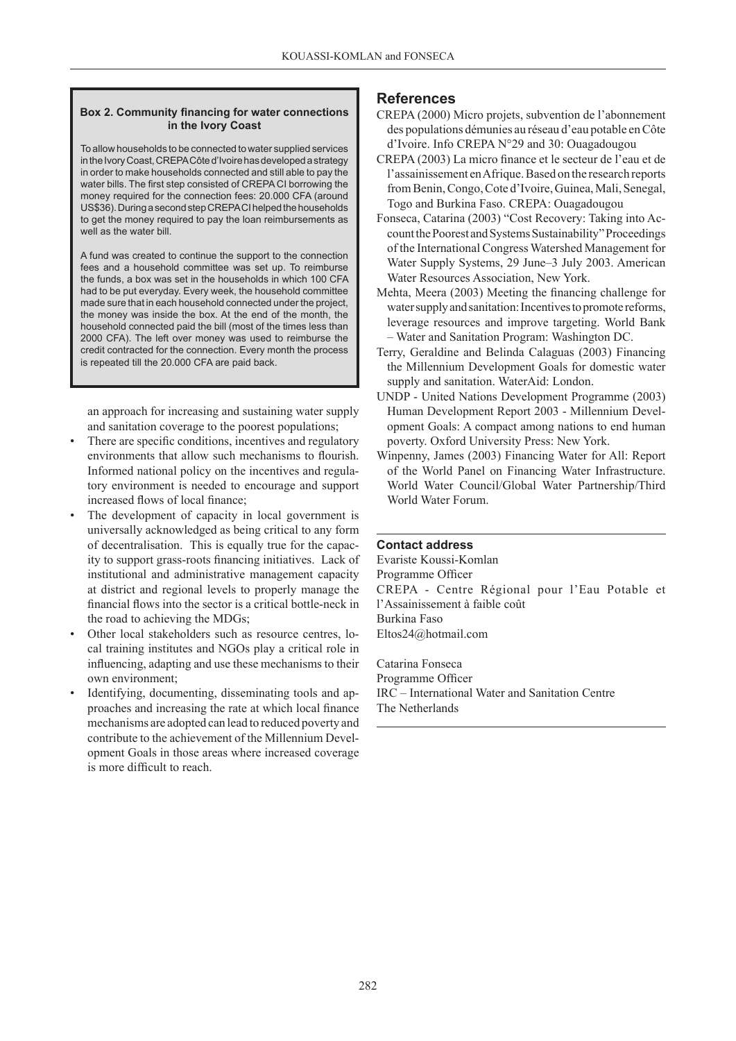**Box 2. Community financing for water connections in the Ivory Coast**

To allow households to be connected to water supplied services in the Ivory Coast, CREPA Côte d'Ivoire has developed a strategy in order to make households connected and still able to pay the water bills. The first step consisted of CREPA CI borrowing the money required for the connection fees: 20.000 CFA (around US$36). During a second step CREPA CI helped the households to get the money required to pay the loan reimbursements as well as the water bill.

A fund was created to continue the support to the connection fees and a household committee was set up. To reimburse the funds, a box was set in the households in which 100 CFA had to be put everyday. Every week, the household committee made sure that in each household connected under the project, the money was inside the box. At the end of the month, the household connected paid the bill (most of the times less than 2000 CFA). The left over money was used to reimburse the credit contracted for the connection. Every month the process is repeated till the 20.000 CFA are paid back.

an approach for increasing and sustaining water supply and sanitation coverage to the poorest populations;

- There are specific conditions, incentives and regulatory environments that allow such mechanisms to flourish. Informed national policy on the incentives and regulatory environment is needed to encourage and support increased flows of local finance;
- The development of capacity in local government is universally acknowledged as being critical to any form of decentralisation. This is equally true for the capacity to support grass-roots financing initiatives. Lack of institutional and administrative management capacity at district and regional levels to properly manage the financial flows into the sector is a critical bottle-neck in the road to achieving the MDGs;
- Other local stakeholders such as resource centres, local training institutes and NGOs play a critical role in influencing, adapting and use these mechanisms to their own environment;
- Identifying, documenting, disseminating tools and approaches and increasing the rate at which local finance mechanisms are adopted can lead to reduced poverty and contribute to the achievement of the Millennium Development Goals in those areas where increased coverage is more difficult to reach.

## References

CREPA (2000) Micro projets, subvention de l'abonnement des populations démunies au réseau d'eau potable en Côte d'Ivoire. Info CREPA N°29 and 30: Ouagadougou

CREPA (2003) La micro finance et le secteur de l'eau et de l'assainissement en Afrique. Based on the research reports from Benin, Congo, Cote d'Ivoire, Guinea, Mali, Senegal, Togo and Burkina Faso. CREPA: Ouagadougou

Fonseca, Catarina (2003) "Cost Recovery: Taking into Account the Poorest and Systems Sustainability" Proceedings of the International Congress Watershed Management for Water Supply Systems, 29 June–3 July 2003. American Water Resources Association, New York.

Mehta, Meera (2003) Meeting the financing challenge for water supply and sanitation: Incentives to promote reforms, leverage resources and improve targeting. World Bank – Water and Sanitation Program: Washington DC.

Terry, Geraldine and Belinda Calaguas (2003) Financing the Millennium Development Goals for domestic water supply and sanitation. WaterAid: London.

UNDP - United Nations Development Programme (2003) Human Development Report 2003 - Millennium Development Goals: A compact among nations to end human poverty. Oxford University Press: New York.

Winpenny, James (2003) Financing Water for All: Report of the World Panel on Financing Water Infrastructure. World Water Council/Global Water Partnership/Third World Water Forum.

**Contact address**

Evariste Koussi-Komlan
Programme Officer
CREPA - Centre Régional pour l'Eau Potable et l'Assainissement à faible coût
Burkina Faso
Eltos24@hotmail.com

Catarina Fonseca
Programme Officer
IRC – International Water and Sanitation Centre
The Netherlands